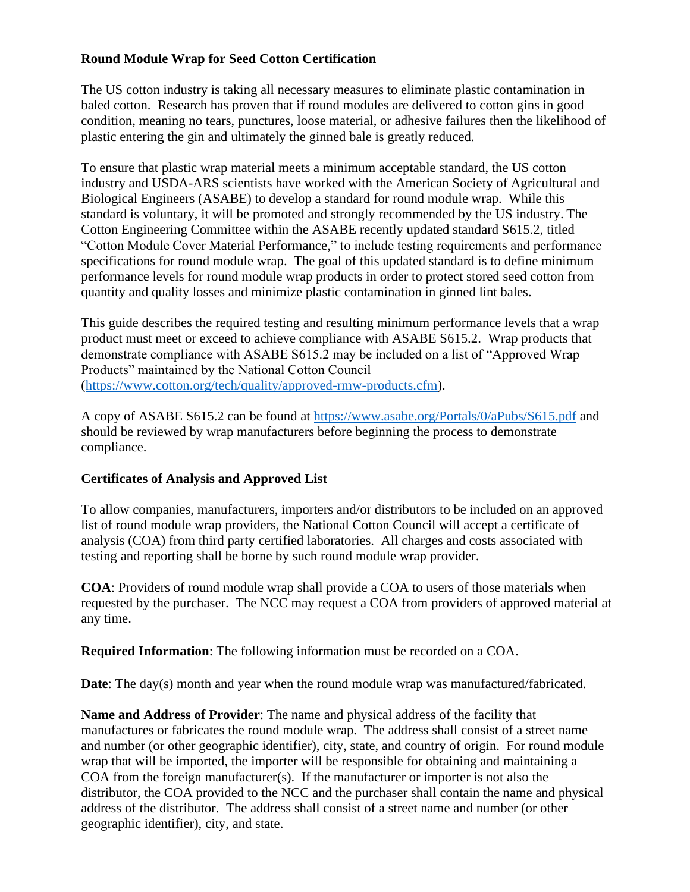## Round Module Wrap for Seed Cotton Certification

The US cotton industry is taking all necessary measures to eliminate plastic contamination in baled cotton. Research has proven that if round modules are delivered to cotton gins in good condition, meaning no tears, punctures, loose material, or adhesive failures then the likelihood of plastic entering the gin and ultimately the ginned bale is greatly reduced.

To ensure that plastic wrap material meets a minimum acceptable standard, the US cotton industry and USDA-ARS scientists have worked with the American Society of Agricultural and Biological Engineers (ASABE) to develop a standard for round module wrap. While this standard is voluntary, it will be promoted and strongly recommended by the US industry. The Cotton Engineering Committee within the ASABE recently updated standard S615.2, titled "Cotton Module Cover Material Performance," to include testing requirements and performance specifications for round module wrap. The goal of this updated standard is to define minimum performance levels for round module wrap products in order to protect stored seed cotton from quantity and quality losses and minimize plastic contamination in ginned lint bales.

This guide describes the required testing and resulting minimum performance levels that a wrap product must meet or exceed to achieve compliance with ASABE S615.2. Wrap products that demonstrate compliance with ASABE S615.2 may be included on a list of "Approved Wrap Products" maintained by the National Cotton Council (https://www.cotton.org/tech/quality/approved-rmw-products.cfm).

A copy of ASABE S615.2 can be found at https://www.asabe.org/Portals/0/aPubs/S615.pdf and should be reviewed by wrap manufacturers before beginning the process to demonstrate compliance.

## Certificates of Analysis and Approved List

To allow companies, manufacturers, importers and/or distributors to be included on an approved list of round module wrap providers, the National Cotton Council will accept a certificate of analysis (COA) from third party certified laboratories. All charges and costs associated with testing and reporting shall be borne by such round module wrap provider.

**COA**: Providers of round module wrap shall provide a COA to users of those materials when requested by the purchaser. The NCC may request a COA from providers of approved material at any time.

**Required Information**: The following information must be recorded on a COA.

**Date**: The day(s) month and year when the round module wrap was manufactured/fabricated.

**Name and Address of Provider**: The name and physical address of the facility that manufactures or fabricates the round module wrap. The address shall consist of a street name and number (or other geographic identifier), city, state, and country of origin. For round module wrap that will be imported, the importer will be responsible for obtaining and maintaining a COA from the foreign manufacturer(s). If the manufacturer or importer is not also the distributor, the COA provided to the NCC and the purchaser shall contain the name and physical address of the distributor. The address shall consist of a street name and number (or other geographic identifier), city, and state.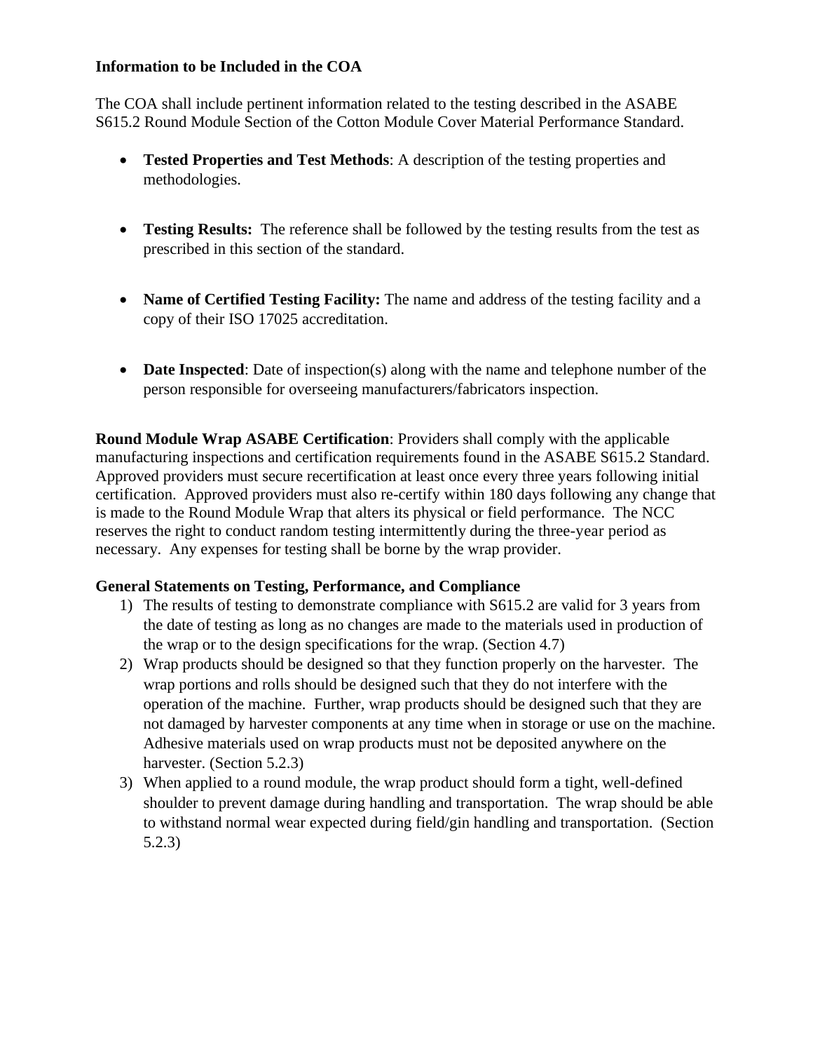**Information to be Included in the COA**

The COA shall include pertinent information related to the testing described in the ASABE S615.2 Round Module Section of the Cotton Module Cover Material Performance Standard.

- **Tested Properties and Test Methods**: A description of the testing properties and methodologies.

- **Testing Results:** The reference shall be followed by the testing results from the test as prescribed in this section of the standard.

- **Name of Certified Testing Facility:** The name and address of the testing facility and a copy of their ISO 17025 accreditation.

- **Date Inspected**: Date of inspection(s) along with the name and telephone number of the person responsible for overseeing manufacturers/fabricators inspection.

**Round Module Wrap ASABE Certification**: Providers shall comply with the applicable manufacturing inspections and certification requirements found in the ASABE S615.2 Standard. Approved providers must secure recertification at least once every three years following initial certification. Approved providers must also re-certify within 180 days following any change that is made to the Round Module Wrap that alters its physical or field performance. The NCC reserves the right to conduct random testing intermittently during the three-year period as necessary. Any expenses for testing shall be borne by the wrap provider.

**General Statements on Testing, Performance, and Compliance**

1) The results of testing to demonstrate compliance with S615.2 are valid for 3 years from the date of testing as long as no changes are made to the materials used in production of the wrap or to the design specifications for the wrap. (Section 4.7)
2) Wrap products should be designed so that they function properly on the harvester. The wrap portions and rolls should be designed such that they do not interfere with the operation of the machine. Further, wrap products should be designed such that they are not damaged by harvester components at any time when in storage or use on the machine. Adhesive materials used on wrap products must not be deposited anywhere on the harvester. (Section 5.2.3)
3) When applied to a round module, the wrap product should form a tight, well-defined shoulder to prevent damage during handling and transportation. The wrap should be able to withstand normal wear expected during field/gin handling and transportation. (Section 5.2.3)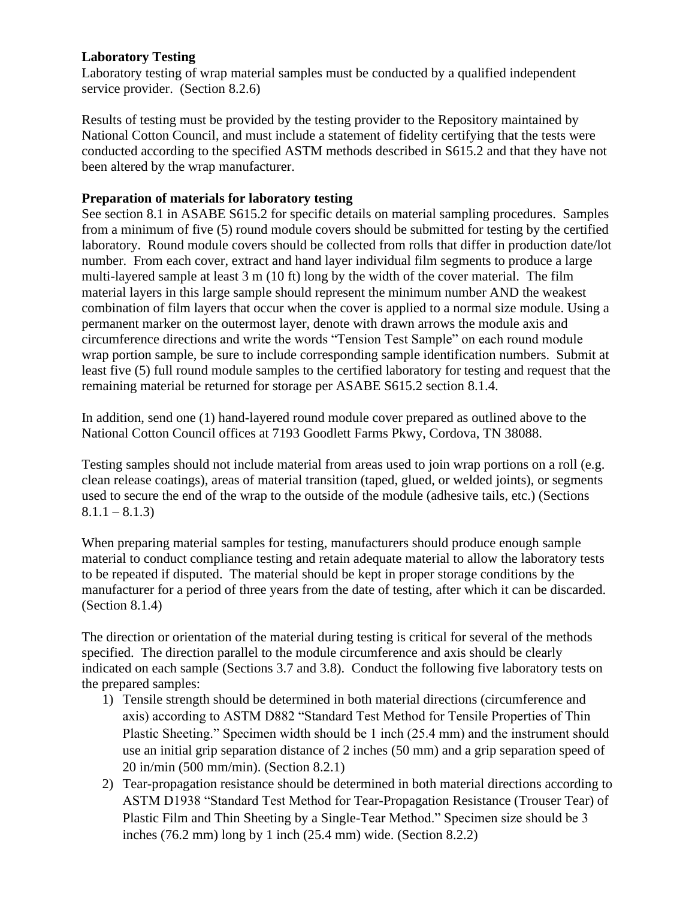**Laboratory Testing**

Laboratory testing of wrap material samples must be conducted by a qualified independent service provider. (Section 8.2.6)

Results of testing must be provided by the testing provider to the Repository maintained by National Cotton Council, and must include a statement of fidelity certifying that the tests were conducted according to the specified ASTM methods described in S615.2 and that they have not been altered by the wrap manufacturer.

**Preparation of materials for laboratory testing**

See section 8.1 in ASABE S615.2 for specific details on material sampling procedures. Samples from a minimum of five (5) round module covers should be submitted for testing by the certified laboratory. Round module covers should be collected from rolls that differ in production date/lot number. From each cover, extract and hand layer individual film segments to produce a large multi-layered sample at least 3 m (10 ft) long by the width of the cover material. The film material layers in this large sample should represent the minimum number AND the weakest combination of film layers that occur when the cover is applied to a normal size module. Using a permanent marker on the outermost layer, denote with drawn arrows the module axis and circumference directions and write the words "Tension Test Sample" on each round module wrap portion sample, be sure to include corresponding sample identification numbers. Submit at least five (5) full round module samples to the certified laboratory for testing and request that the remaining material be returned for storage per ASABE S615.2 section 8.1.4.

In addition, send one (1) hand-layered round module cover prepared as outlined above to the National Cotton Council offices at 7193 Goodlett Farms Pkwy, Cordova, TN 38088.

Testing samples should not include material from areas used to join wrap portions on a roll (e.g. clean release coatings), areas of material transition (taped, glued, or welded joints), or segments used to secure the end of the wrap to the outside of the module (adhesive tails, etc.) (Sections 8.1.1 – 8.1.3)

When preparing material samples for testing, manufacturers should produce enough sample material to conduct compliance testing and retain adequate material to allow the laboratory tests to be repeated if disputed. The material should be kept in proper storage conditions by the manufacturer for a period of three years from the date of testing, after which it can be discarded. (Section 8.1.4)

The direction or orientation of the material during testing is critical for several of the methods specified. The direction parallel to the module circumference and axis should be clearly indicated on each sample (Sections 3.7 and 3.8). Conduct the following five laboratory tests on the prepared samples:

1) Tensile strength should be determined in both material directions (circumference and axis) according to ASTM D882 "Standard Test Method for Tensile Properties of Thin Plastic Sheeting." Specimen width should be 1 inch (25.4 mm) and the instrument should use an initial grip separation distance of 2 inches (50 mm) and a grip separation speed of 20 in/min (500 mm/min). (Section 8.2.1)
2) Tear-propagation resistance should be determined in both material directions according to ASTM D1938 "Standard Test Method for Tear-Propagation Resistance (Trouser Tear) of Plastic Film and Thin Sheeting by a Single-Tear Method." Specimen size should be 3 inches (76.2 mm) long by 1 inch (25.4 mm) wide. (Section 8.2.2)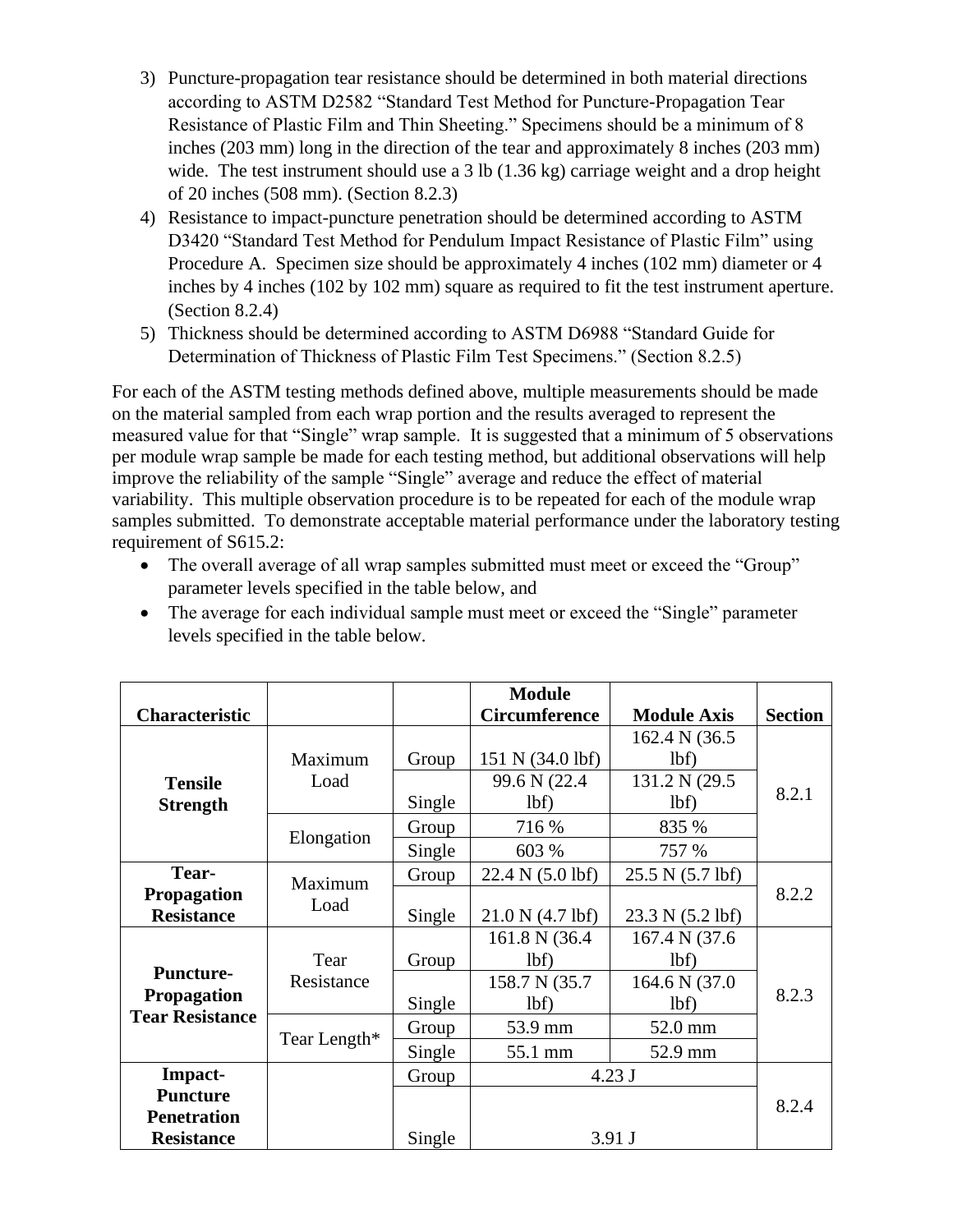3) Puncture-propagation tear resistance should be determined in both material directions according to ASTM D2582 "Standard Test Method for Puncture-Propagation Tear Resistance of Plastic Film and Thin Sheeting." Specimens should be a minimum of 8 inches (203 mm) long in the direction of the tear and approximately 8 inches (203 mm) wide. The test instrument should use a 3 lb (1.36 kg) carriage weight and a drop height of 20 inches (508 mm). (Section 8.2.3)
4) Resistance to impact-puncture penetration should be determined according to ASTM D3420 "Standard Test Method for Pendulum Impact Resistance of Plastic Film" using Procedure A. Specimen size should be approximately 4 inches (102 mm) diameter or 4 inches by 4 inches (102 by 102 mm) square as required to fit the test instrument aperture. (Section 8.2.4)
5) Thickness should be determined according to ASTM D6988 "Standard Guide for Determination of Thickness of Plastic Film Test Specimens." (Section 8.2.5)

For each of the ASTM testing methods defined above, multiple measurements should be made on the material sampled from each wrap portion and the results averaged to represent the measured value for that "Single" wrap sample. It is suggested that a minimum of 5 observations per module wrap sample be made for each testing method, but additional observations will help improve the reliability of the sample "Single" average and reduce the effect of material variability. This multiple observation procedure is to be repeated for each of the module wrap samples submitted. To demonstrate acceptable material performance under the laboratory testing requirement of S615.2:

- The overall average of all wrap samples submitted must meet or exceed the "Group" parameter levels specified in the table below, and
- The average for each individual sample must meet or exceed the "Single" parameter levels specified in the table below.

| Characteristic | | | Module Circumference | Module Axis | Section |
|---|---|---|---|---|---|
| **Tensile Strength** | Maximum Load | Group | 151 N (34.0 lbf) | 162.4 N (36.5 lbf) | 8.2.1 |
| | | Single | 99.6 N (22.4 lbf) | 131.2 N (29.5 lbf) | |
| | Elongation | Group | 716 % | 835 % | |
| | | Single | 603 % | 757 % | |
| **Tear-Propagation Resistance** | Maximum Load | Group | 22.4 N (5.0 lbf) | 25.5 N (5.7 lbf) | 8.2.2 |
| | | Single | 21.0 N (4.7 lbf) | 23.3 N (5.2 lbf) | |
| **Puncture-Propagation Tear Resistance** | Tear Resistance | Group | 161.8 N (36.4 lbf) | 167.4 N (37.6 lbf) | 8.2.3 |
| | | Single | 158.7 N (35.7 lbf) | 164.6 N (37.0 lbf) | |
| | Tear Length* | Group | 53.9 mm | 52.0 mm | |
| | | Single | 55.1 mm | 52.9 mm | |
| **Impact-Puncture Penetration Resistance** | | Group | 4.23 J | | 8.2.4 |
| | | Single | 3.91 J | | |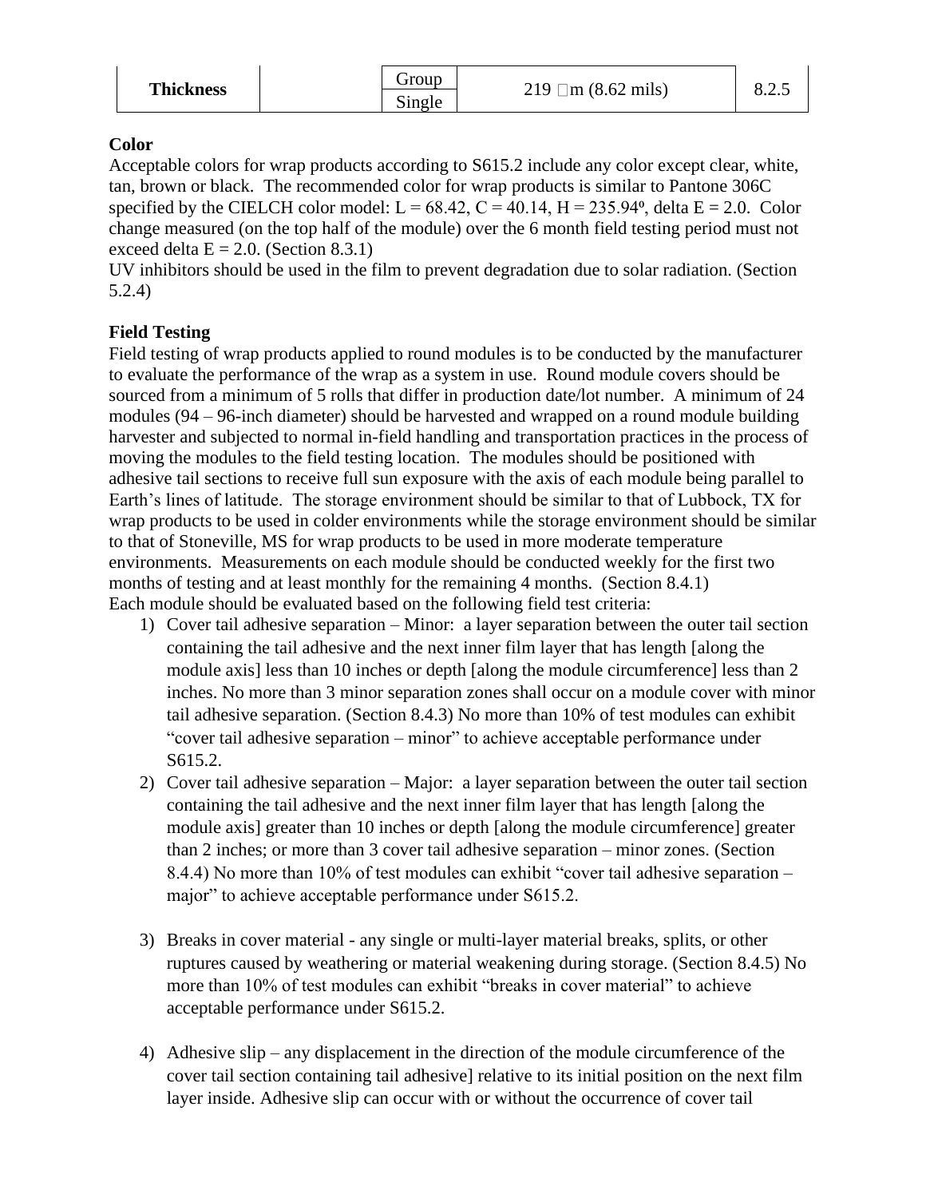| Thickness | | Group | 219 μm (8.62 mils) | 8.2.5 |
|---|---|---|---|---|
| | | Single | | |

**Color**

Acceptable colors for wrap products according to S615.2 include any color except clear, white, tan, brown or black. The recommended color for wrap products is similar to Pantone 306C specified by the CIELCH color model: L = 68.42, C = 40.14, H = 235.94º, delta E = 2.0. Color change measured (on the top half of the module) over the 6 month field testing period must not exceed delta E = 2.0. (Section 8.3.1)

UV inhibitors should be used in the film to prevent degradation due to solar radiation. (Section 5.2.4)

**Field Testing**

Field testing of wrap products applied to round modules is to be conducted by the manufacturer to evaluate the performance of the wrap as a system in use. Round module covers should be sourced from a minimum of 5 rolls that differ in production date/lot number. A minimum of 24 modules (94 – 96-inch diameter) should be harvested and wrapped on a round module building harvester and subjected to normal in-field handling and transportation practices in the process of moving the modules to the field testing location. The modules should be positioned with adhesive tail sections to receive full sun exposure with the axis of each module being parallel to Earth's lines of latitude. The storage environment should be similar to that of Lubbock, TX for wrap products to be used in colder environments while the storage environment should be similar to that of Stoneville, MS for wrap products to be used in more moderate temperature environments. Measurements on each module should be conducted weekly for the first two months of testing and at least monthly for the remaining 4 months. (Section 8.4.1)

Each module should be evaluated based on the following field test criteria:

1) Cover tail adhesive separation – Minor: a layer separation between the outer tail section containing the tail adhesive and the next inner film layer that has length [along the module axis] less than 10 inches or depth [along the module circumference] less than 2 inches. No more than 3 minor separation zones shall occur on a module cover with minor tail adhesive separation. (Section 8.4.3) No more than 10% of test modules can exhibit "cover tail adhesive separation – minor" to achieve acceptable performance under S615.2.
2) Cover tail adhesive separation – Major: a layer separation between the outer tail section containing the tail adhesive and the next inner film layer that has length [along the module axis] greater than 10 inches or depth [along the module circumference] greater than 2 inches; or more than 3 cover tail adhesive separation – minor zones. (Section 8.4.4) No more than 10% of test modules can exhibit "cover tail adhesive separation – major" to achieve acceptable performance under S615.2.
3) Breaks in cover material - any single or multi-layer material breaks, splits, or other ruptures caused by weathering or material weakening during storage. (Section 8.4.5) No more than 10% of test modules can exhibit "breaks in cover material" to achieve acceptable performance under S615.2.
4) Adhesive slip – any displacement in the direction of the module circumference of the cover tail section containing tail adhesive] relative to its initial position on the next film layer inside. Adhesive slip can occur with or without the occurrence of cover tail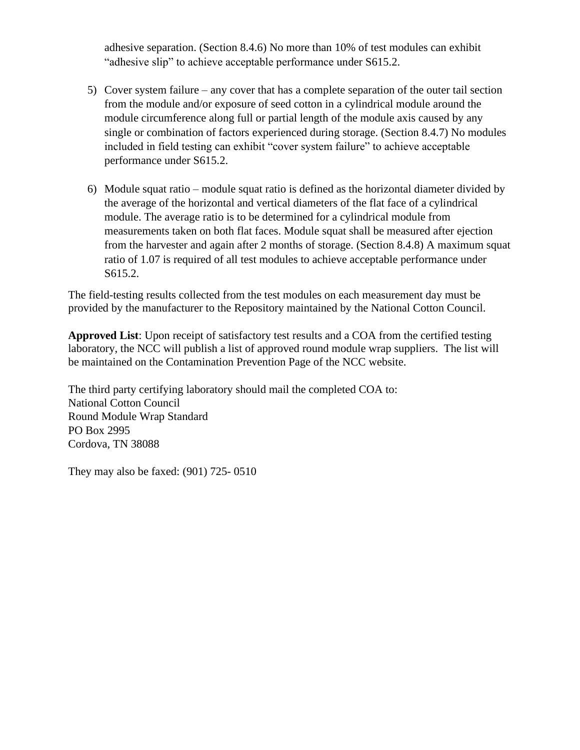adhesive separation. (Section 8.4.6) No more than 10% of test modules can exhibit "adhesive slip" to achieve acceptable performance under S615.2.

5) Cover system failure – any cover that has a complete separation of the outer tail section from the module and/or exposure of seed cotton in a cylindrical module around the module circumference along full or partial length of the module axis caused by any single or combination of factors experienced during storage. (Section 8.4.7) No modules included in field testing can exhibit "cover system failure" to achieve acceptable performance under S615.2.

6) Module squat ratio – module squat ratio is defined as the horizontal diameter divided by the average of the horizontal and vertical diameters of the flat face of a cylindrical module. The average ratio is to be determined for a cylindrical module from measurements taken on both flat faces. Module squat shall be measured after ejection from the harvester and again after 2 months of storage. (Section 8.4.8) A maximum squat ratio of 1.07 is required of all test modules to achieve acceptable performance under S615.2.

The field-testing results collected from the test modules on each measurement day must be provided by the manufacturer to the Repository maintained by the National Cotton Council.

**Approved List**: Upon receipt of satisfactory test results and a COA from the certified testing laboratory, the NCC will publish a list of approved round module wrap suppliers. The list will be maintained on the Contamination Prevention Page of the NCC website.

The third party certifying laboratory should mail the completed COA to:
National Cotton Council
Round Module Wrap Standard
PO Box 2995
Cordova, TN 38088

They may also be faxed: (901) 725- 0510